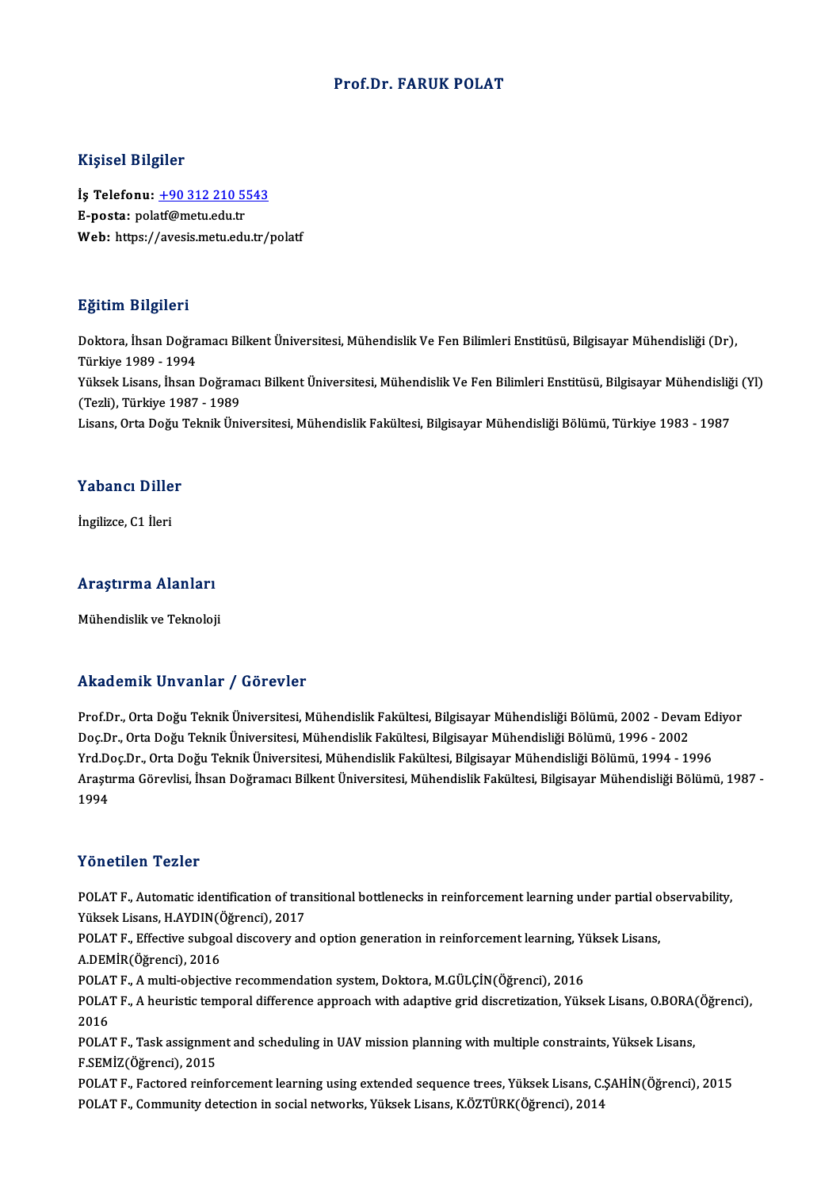# Prof.Dr. FARUK POLAT

## Kişisel Bilgiler

**İş Telefonu:** +90 312 210 5543
**E-posta:** polatf@metu.edu.tr
**Web:** https://avesis.metu.edu.tr/polatf

## Eğitim Bilgileri

Doktora, İhsan Doğramacı Bilkent Üniversitesi, Mühendislik Ve Fen Bilimleri Enstitüsü, Bilgisayar Mühendisliği (Dr), Türkiye 1989 - 1994
Yüksek Lisans, İhsan Doğramacı Bilkent Üniversitesi, Mühendislik Ve Fen Bilimleri Enstitüsü, Bilgisayar Mühendisliği (Yl) (Tezli), Türkiye 1987 - 1989
Lisans, Orta Doğu Teknik Üniversitesi, Mühendislik Fakültesi, Bilgisayar Mühendisliği Bölümü, Türkiye 1983 - 1987

## Yabancı Diller

İngilizce, C1 İleri

## Araştırma Alanları

Mühendislik ve Teknoloji

## Akademik Unvanlar / Görevler

Prof.Dr., Orta Doğu Teknik Üniversitesi, Mühendislik Fakültesi, Bilgisayar Mühendisliği Bölümü, 2002 - Devam Ediyor
Doç.Dr., Orta Doğu Teknik Üniversitesi, Mühendislik Fakültesi, Bilgisayar Mühendisliği Bölümü, 1996 - 2002
Yrd.Doç.Dr., Orta Doğu Teknik Üniversitesi, Mühendislik Fakültesi, Bilgisayar Mühendisliği Bölümü, 1994 - 1996
Araştırma Görevlisi, İhsan Doğramacı Bilkent Üniversitesi, Mühendislik Fakültesi, Bilgisayar Mühendisliği Bölümü, 1987 - 1994

## Yönetilen Tezler

POLAT F., Automatic identification of transitional bottlenecks in reinforcement learning under partial observability, Yüksek Lisans, H.AYDIN(Öğrenci), 2017
POLAT F., Effective subgoal discovery and option generation in reinforcement learning, Yüksek Lisans, A.DEMİR(Öğrenci), 2016
POLAT F., A multi-objective recommendation system, Doktora, M.GÜLÇİN(Öğrenci), 2016
POLAT F., A heuristic temporal difference approach with adaptive grid discretization, Yüksek Lisans, O.BORA(Öğrenci), 2016
POLAT F., Task assignment and scheduling in UAV mission planning with multiple constraints, Yüksek Lisans, F.SEMİZ(Öğrenci), 2015
POLAT F., Factored reinforcement learning using extended sequence trees, Yüksek Lisans, C.ŞAHİN(Öğrenci), 2015
POLAT F., Community detection in social networks, Yüksek Lisans, K.ÖZTÜRK(Öğrenci), 2014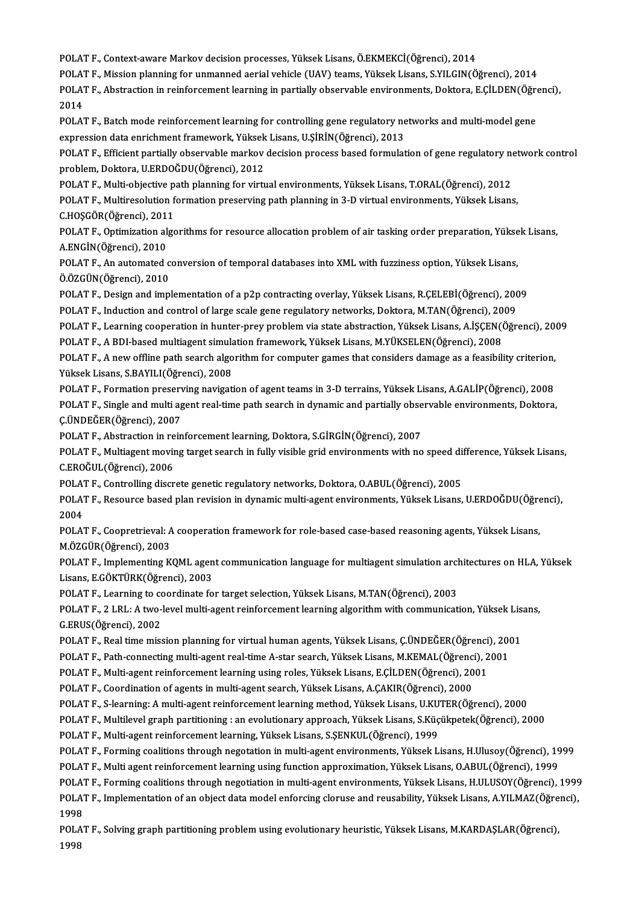POLAT F., Context-aware Markov decision processes, Yüksek Lisans, Ö.EKMEKCİ(Öğrenci), 2014

POLAT F., Mission planning for unmanned aerial vehicle (UAV) teams, Yüksek Lisans, S.YILGIN(Öğrenci), 2014

POLAT F., Abstraction in reinforcement learning in partially observable environments, Doktora, E.ÇİLDEN(Öğrenci), 2014

POLAT F., Batch mode reinforcement learning for controlling gene regulatory networks and multi-model gene expression data enrichment framework, Yüksek Lisans, U.ŞİRİN(Öğrenci), 2013

POLAT F., Efficient partially observable markov decision process based formulation of gene regulatory network control problem, Doktora, U.ERDOĞDU(Öğrenci), 2012

POLAT F., Multi-objective path planning for virtual environments, Yüksek Lisans, T.ORAL(Öğrenci), 2012

POLAT F., Multiresolution formation preserving path planning in 3-D virtual environments, Yüksek Lisans, C.HOŞGÖR(Öğrenci), 2011

POLAT F., Optimization algorithms for resource allocation problem of air tasking order preparation, Yüksek Lisans, A.ENGİN(Öğrenci), 2010

POLAT F., An automated conversion of temporal databases into XML with fuzziness option, Yüksek Lisans, Ö.ÖZGÜN(Öğrenci), 2010

POLAT F., Design and implementation of a p2p contracting overlay, Yüksek Lisans, R.ÇELEBİ(Öğrenci), 2009

POLAT F., Induction and control of large scale gene regulatory networks, Doktora, M.TAN(Öğrenci), 2009

POLAT F., Learning cooperation in hunter-prey problem via state abstraction, Yüksek Lisans, A.İŞÇEN(Öğrenci), 2009

POLAT F., A BDI-based multiagent simulation framework, Yüksek Lisans, M.YÜKSELEN(Öğrenci), 2008

POLAT F., A new offline path search algorithm for computer games that considers damage as a feasibility criterion, Yüksek Lisans, S.BAYILI(Öğrenci), 2008

POLAT F., Formation preserving navigation of agent teams in 3-D terrains, Yüksek Lisans, A.GALİP(Öğrenci), 2008

POLAT F., Single and multi agent real-time path search in dynamic and partially observable environments, Doktora, Ç.ÜNDEĞER(Öğrenci), 2007

POLAT F., Abstraction in reinforcement learning, Doktora, S.GİRGİN(Öğrenci), 2007

POLAT F., Multiagent moving target search in fully visible grid environments with no speed difference, Yüksek Lisans, C.EROĞUL(Öğrenci), 2006

POLAT F., Controlling discrete genetic regulatory networks, Doktora, O.ABUL(Öğrenci), 2005

POLAT F., Resource based plan revision in dynamic multi-agent environments, Yüksek Lisans, U.ERDOĞDU(Öğrenci), 2004

POLAT F., Coopretrieval: A cooperation framework for role-based case-based reasoning agents, Yüksek Lisans, M.ÖZGÜR(Öğrenci), 2003

POLAT F., Implementing KQML agent communication language for multiagent simulation architectures on HLA, Yüksek Lisans, E.GÖKTÜRK(Öğrenci), 2003

POLAT F., Learning to coordinate for target selection, Yüksek Lisans, M.TAN(Öğrenci), 2003

POLAT F., 2 LRL: A two-level multi-agent reinforcement learning algorithm with communication, Yüksek Lisans, G.ERUS(Öğrenci), 2002

POLAT F., Real time mission planning for virtual human agents, Yüksek Lisans, Ç.ÜNDEĞER(Öğrenci), 2001

POLAT F., Path-connecting multi-agent real-time A-star search, Yüksek Lisans, M.KEMAL(Öğrenci), 2001

POLAT F., Multi-agent reinforcement learning using roles, Yüksek Lisans, E.ÇİLDEN(Öğrenci), 2001

POLAT F., Coordination of agents in multi-agent search, Yüksek Lisans, A.ÇAKIR(Öğrenci), 2000

POLAT F., S-learning: A multi-agent reinforcement learning method, Yüksek Lisans, U.KUTER(Öğrenci), 2000

POLAT F., Multilevel graph partitioning : an evolutionary approach, Yüksek Lisans, S.Küçükpetek(Öğrenci), 2000

POLAT F., Multi-agent reinforcement learning, Yüksek Lisans, S.ŞENKUL(Öğrenci), 1999

POLAT F., Forming coalitions through negotation in multi-agent environments, Yüksek Lisans, H.Ulusoy(Öğrenci), 1999

POLAT F., Multi agent reinforcement learning using function approximation, Yüksek Lisans, O.ABUL(Öğrenci), 1999

POLAT F., Forming coalitions through negotiation in multi-agent environments, Yüksek Lisans, H.ULUSOY(Öğrenci), 1999

POLAT F., Implementation of an object data model enforcing cloruse and reusability, Yüksek Lisans, A.YILMAZ(Öğrenci), 1998

POLAT F., Solving graph partitioning problem using evolutionary heuristic, Yüksek Lisans, M.KARDAŞLAR(Öğrenci), 1998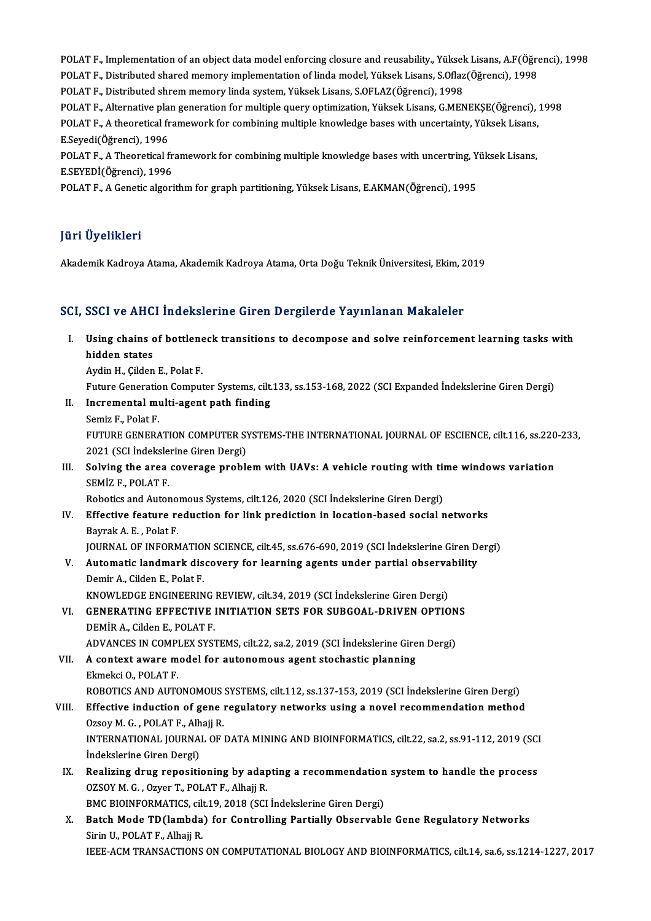POLAT F., Implementation of an object data model enforcing closure and reusability., Yüksek Lisans, A.F(Öğrenci), 1998
POLAT F., Distributed shared memory implementation of linda model, Yüksek Lisans, S.Oflaz(Öğrenci), 1998
POLAT F., Distributed shrem memory linda system, Yüksek Lisans, S.OFLAZ(Öğrenci), 1998
POLAT F., Alternative plan generation for multiple query optimization, Yüksek Lisans, G.MENEKŞE(Öğrenci), 1998
POLAT F., A theoretical framework for combining multiple knowledge bases with uncertainty, Yüksek Lisans, E.Seyedi(Öğrenci), 1996
POLAT F., A Theoretical framework for combining multiple knowledge bases with uncertring, Yüksek Lisans, E.SEYEDİ(Öğrenci), 1996
POLAT F., A Genetic algorithm for graph partitioning, Yüksek Lisans, E.AKMAN(Öğrenci), 1995

## Jüri Üyelikleri

Akademik Kadroya Atama, Akademik Kadroya Atama, Orta Doğu Teknik Üniversitesi, Ekim, 2019

## SCI, SSCI ve AHCI İndekslerine Giren Dergilerde Yayınlanan Makaleler

I. **Using chains of bottleneck transitions to decompose and solve reinforcement learning tasks with hidden states**
Aydin H., Çilden E., Polat F.
Future Generation Computer Systems, cilt.133, ss.153-168, 2022 (SCI Expanded İndekslerine Giren Dergi)

II. **Incremental multi-agent path finding**
Semiz F., Polat F.
FUTURE GENERATION COMPUTER SYSTEMS-THE INTERNATIONAL JOURNAL OF ESCIENCE, cilt.116, ss.220-233, 2021 (SCI İndekslerine Giren Dergi)

III. **Solving the area coverage problem with UAVs: A vehicle routing with time windows variation**
SEMİZ F., POLAT F.
Robotics and Autonomous Systems, cilt.126, 2020 (SCI İndekslerine Giren Dergi)

IV. **Effective feature reduction for link prediction in location-based social networks**
Bayrak A. E. , Polat F.
JOURNAL OF INFORMATION SCIENCE, cilt.45, ss.676-690, 2019 (SCI İndekslerine Giren Dergi)

V. **Automatic landmark discovery for learning agents under partial observability**
Demir A., Cilden E., Polat F.
KNOWLEDGE ENGINEERING REVIEW, cilt.34, 2019 (SCI İndekslerine Giren Dergi)

VI. **GENERATING EFFECTIVE INITIATION SETS FOR SUBGOAL-DRIVEN OPTIONS**
DEMİR A., Cilden E., POLAT F.
ADVANCES IN COMPLEX SYSTEMS, cilt.22, sa.2, 2019 (SCI İndekslerine Giren Dergi)

VII. **A context aware model for autonomous agent stochastic planning**
Ekmekci O., POLAT F.
ROBOTICS AND AUTONOMOUS SYSTEMS, cilt.112, ss.137-153, 2019 (SCI İndekslerine Giren Dergi)

VIII. **Effective induction of gene regulatory networks using a novel recommendation method**
Ozsoy M. G. , POLAT F., Alhajj R.
INTERNATIONAL JOURNAL OF DATA MINING AND BIOINFORMATICS, cilt.22, sa.2, ss.91-112, 2019 (SCI İndekslerine Giren Dergi)

IX. **Realizing drug repositioning by adapting a recommendation system to handle the process**
OZSOY M. G. , Ozyer T., POLAT F., Alhajj R.
BMC BIOINFORMATICS, cilt.19, 2018 (SCI İndekslerine Giren Dergi)

X. **Batch Mode TD(lambda) for Controlling Partially Observable Gene Regulatory Networks**
Sirin U., POLAT F., Alhajj R.
IEEE-ACM TRANSACTIONS ON COMPUTATIONAL BIOLOGY AND BIOINFORMATICS, cilt.14, sa.6, ss.1214-1227, 2017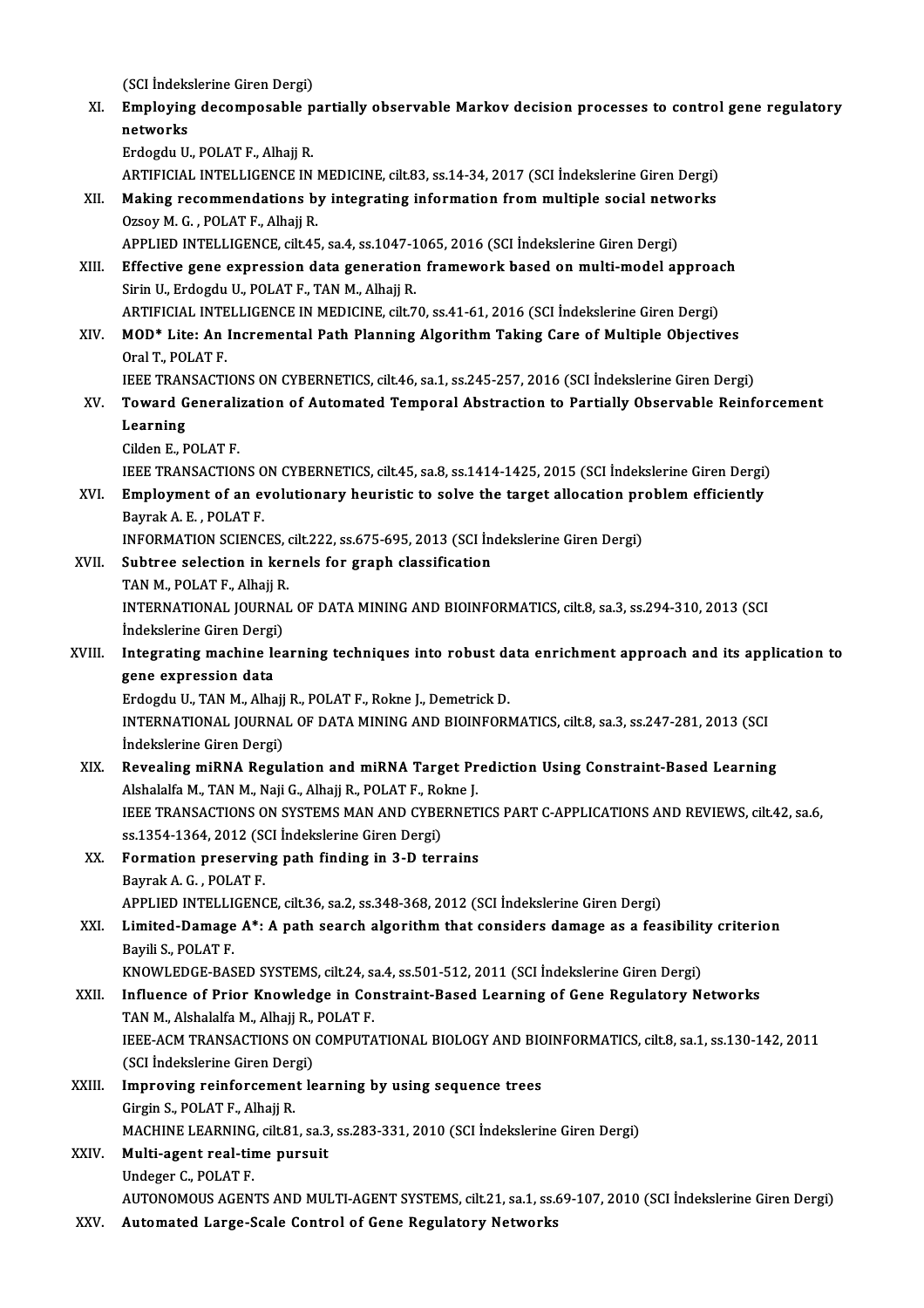(SCI İndekslerine Giren Dergi)

XI. **Employing decomposable partially observable Markov decision processes to control gene regulatory networks**
Erdogdu U., POLAT F., Alhajj R.
ARTIFICIAL INTELLIGENCE IN MEDICINE, cilt.83, ss.14-34, 2017 (SCI İndekslerine Giren Dergi)

XII. **Making recommendations by integrating information from multiple social networks**
Ozsoy M. G. , POLAT F., Alhajj R.
APPLIED INTELLIGENCE, cilt.45, sa.4, ss.1047-1065, 2016 (SCI İndekslerine Giren Dergi)

XIII. **Effective gene expression data generation framework based on multi-model approach**
Sirin U., Erdogdu U., POLAT F., TAN M., Alhajj R.
ARTIFICIAL INTELLIGENCE IN MEDICINE, cilt.70, ss.41-61, 2016 (SCI İndekslerine Giren Dergi)

XIV. **MOD* Lite: An Incremental Path Planning Algorithm Taking Care of Multiple Objectives**
Oral T., POLAT F.
IEEE TRANSACTIONS ON CYBERNETICS, cilt.46, sa.1, ss.245-257, 2016 (SCI İndekslerine Giren Dergi)

XV. **Toward Generalization of Automated Temporal Abstraction to Partially Observable Reinforcement Learning**
Cilden E., POLAT F.
IEEE TRANSACTIONS ON CYBERNETICS, cilt.45, sa.8, ss.1414-1425, 2015 (SCI İndekslerine Giren Dergi)

XVI. **Employment of an evolutionary heuristic to solve the target allocation problem efficiently**
Bayrak A. E. , POLAT F.
INFORMATION SCIENCES, cilt.222, ss.675-695, 2013 (SCI İndekslerine Giren Dergi)

XVII. **Subtree selection in kernels for graph classification**
TAN M., POLAT F., Alhajj R.
INTERNATIONAL JOURNAL OF DATA MINING AND BIOINFORMATICS, cilt.8, sa.3, ss.294-310, 2013 (SCI İndekslerine Giren Dergi)

XVIII. **Integrating machine learning techniques into robust data enrichment approach and its application to gene expression data**
Erdogdu U., TAN M., Alhajj R., POLAT F., Rokne J., Demetrick D.
INTERNATIONAL JOURNAL OF DATA MINING AND BIOINFORMATICS, cilt.8, sa.3, ss.247-281, 2013 (SCI İndekslerine Giren Dergi)

XIX. **Revealing miRNA Regulation and miRNA Target Prediction Using Constraint-Based Learning**
Alshalalfa M., TAN M., Naji G., Alhajj R., POLAT F., Rokne J.
IEEE TRANSACTIONS ON SYSTEMS MAN AND CYBERNETICS PART C-APPLICATIONS AND REVIEWS, cilt.42, sa.6, ss.1354-1364, 2012 (SCI İndekslerine Giren Dergi)

XX. **Formation preserving path finding in 3-D terrains**
Bayrak A. G. , POLAT F.
APPLIED INTELLIGENCE, cilt.36, sa.2, ss.348-368, 2012 (SCI İndekslerine Giren Dergi)

XXI. **Limited-Damage A*: A path search algorithm that considers damage as a feasibility criterion**
Bayili S., POLAT F.
KNOWLEDGE-BASED SYSTEMS, cilt.24, sa.4, ss.501-512, 2011 (SCI İndekslerine Giren Dergi)

XXII. **Influence of Prior Knowledge in Constraint-Based Learning of Gene Regulatory Networks**
TAN M., Alshalalfa M., Alhajj R., POLAT F.
IEEE-ACM TRANSACTIONS ON COMPUTATIONAL BIOLOGY AND BIOINFORMATICS, cilt.8, sa.1, ss.130-142, 2011 (SCI İndekslerine Giren Dergi)

XXIII. **Improving reinforcement learning by using sequence trees**
Girgin S., POLAT F., Alhajj R.
MACHINE LEARNING, cilt.81, sa.3, ss.283-331, 2010 (SCI İndekslerine Giren Dergi)

XXIV. **Multi-agent real-time pursuit**
Undeger C., POLAT F.
AUTONOMOUS AGENTS AND MULTI-AGENT SYSTEMS, cilt.21, sa.1, ss.69-107, 2010 (SCI İndekslerine Giren Dergi)

XXV. **Automated Large-Scale Control of Gene Regulatory Networks**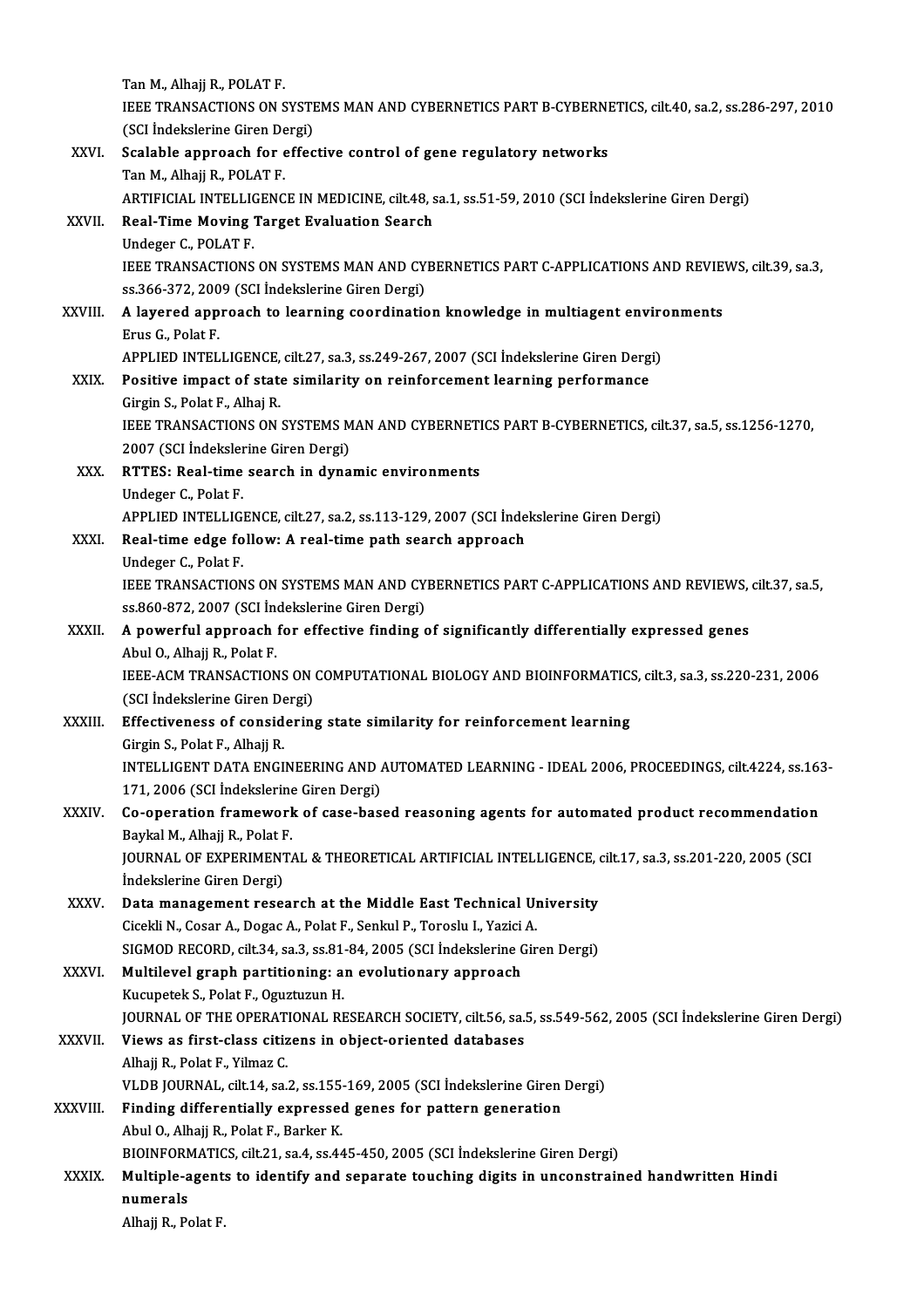Tan M., Alhajj R., POLAT F.
IEEE TRANSACTIONS ON SYSTEMS MAN AND CYBERNETICS PART B-CYBERNETICS, cilt.40, sa.2, ss.286-297, 2010 (SCI İndekslerine Giren Dergi)

XXVI. **Scalable approach for effective control of gene regulatory networks**
Tan M., Alhajj R., POLAT F.
ARTIFICIAL INTELLIGENCE IN MEDICINE, cilt.48, sa.1, ss.51-59, 2010 (SCI İndekslerine Giren Dergi)

XXVII. **Real-Time Moving Target Evaluation Search**
Undeger C., POLAT F.
IEEE TRANSACTIONS ON SYSTEMS MAN AND CYBERNETICS PART C-APPLICATIONS AND REVIEWS, cilt.39, sa.3, ss.366-372, 2009 (SCI İndekslerine Giren Dergi)

XXVIII. **A layered approach to learning coordination knowledge in multiagent environments**
Erus G., Polat F.
APPLIED INTELLIGENCE, cilt.27, sa.3, ss.249-267, 2007 (SCI İndekslerine Giren Dergi)

XXIX. **Positive impact of state similarity on reinforcement learning performance**
Girgin S., Polat F., Alhaj R.
IEEE TRANSACTIONS ON SYSTEMS MAN AND CYBERNETICS PART B-CYBERNETICS, cilt.37, sa.5, ss.1256-1270, 2007 (SCI İndekslerine Giren Dergi)

XXX. **RTTES: Real-time search in dynamic environments**
Undeger C., Polat F.
APPLIED INTELLIGENCE, cilt.27, sa.2, ss.113-129, 2007 (SCI İndekslerine Giren Dergi)

XXXI. **Real-time edge follow: A real-time path search approach**
Undeger C., Polat F.
IEEE TRANSACTIONS ON SYSTEMS MAN AND CYBERNETICS PART C-APPLICATIONS AND REVIEWS, cilt.37, sa.5, ss.860-872, 2007 (SCI İndekslerine Giren Dergi)

XXXII. **A powerful approach for effective finding of significantly differentially expressed genes**
Abul O., Alhajj R., Polat F.
IEEE-ACM TRANSACTIONS ON COMPUTATIONAL BIOLOGY AND BIOINFORMATICS, cilt.3, sa.3, ss.220-231, 2006 (SCI İndekslerine Giren Dergi)

XXXIII. **Effectiveness of considering state similarity for reinforcement learning**
Girgin S., Polat F., Alhajj R.
INTELLIGENT DATA ENGINEERING AND AUTOMATED LEARNING - IDEAL 2006, PROCEEDINGS, cilt.4224, ss.163-171, 2006 (SCI İndekslerine Giren Dergi)

XXXIV. **Co-operation framework of case-based reasoning agents for automated product recommendation**
Baykal M., Alhajj R., Polat F.
JOURNAL OF EXPERIMENTAL & THEORETICAL ARTIFICIAL INTELLIGENCE, cilt.17, sa.3, ss.201-220, 2005 (SCI İndekslerine Giren Dergi)

XXXV. **Data management research at the Middle East Technical University**
Cicekli N., Cosar A., Dogac A., Polat F., Senkul P., Toroslu I., Yazici A.
SIGMOD RECORD, cilt.34, sa.3, ss.81-84, 2005 (SCI İndekslerine Giren Dergi)

XXXVI. **Multilevel graph partitioning: an evolutionary approach**
Kucupetek S., Polat F., Oguztuzun H.
JOURNAL OF THE OPERATIONAL RESEARCH SOCIETY, cilt.56, sa.5, ss.549-562, 2005 (SCI İndekslerine Giren Dergi)

XXXVII. **Views as first-class citizens in object-oriented databases**
Alhajj R., Polat F., Yilmaz C.
VLDB JOURNAL, cilt.14, sa.2, ss.155-169, 2005 (SCI İndekslerine Giren Dergi)

XXXVIII. **Finding differentially expressed genes for pattern generation**
Abul O., Alhajj R., Polat F., Barker K.
BIOINFORMATICS, cilt.21, sa.4, ss.445-450, 2005 (SCI İndekslerine Giren Dergi)

XXXIX. **Multiple-agents to identify and separate touching digits in unconstrained handwritten Hindi numerals**
Alhajj R., Polat F.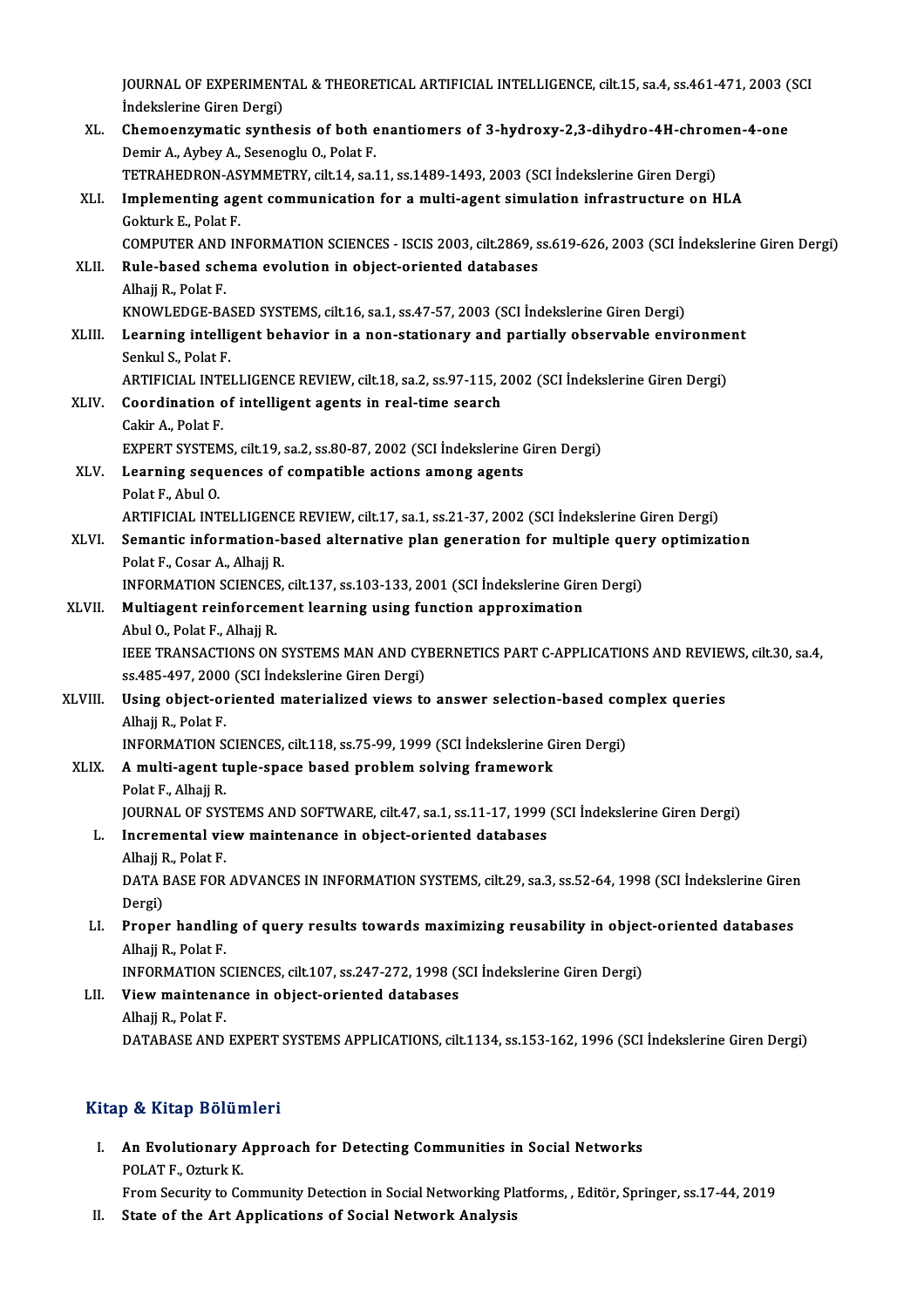JOURNAL OF EXPERIMENTAL & THEORETICAL ARTIFICIAL INTELLIGENCE, cilt.15, sa.4, ss.461-471, 2003 (SCI İndekslerine Giren Dergi)

XL. **Chemoenzymatic synthesis of both enantiomers of 3-hydroxy-2,3-dihydro-4H-chromen-4-one**
Demir A., Aybey A., Sesenoglu O., Polat F.
TETRAHEDRON-ASYMMETRY, cilt.14, sa.11, ss.1489-1493, 2003 (SCI İndekslerine Giren Dergi)

XLI. **Implementing agent communication for a multi-agent simulation infrastructure on HLA**
Gokturk E., Polat F.
COMPUTER AND INFORMATION SCIENCES - ISCIS 2003, cilt.2869, ss.619-626, 2003 (SCI İndekslerine Giren Dergi)

XLII. **Rule-based schema evolution in object-oriented databases**
Alhajj R., Polat F.
KNOWLEDGE-BASED SYSTEMS, cilt.16, sa.1, ss.47-57, 2003 (SCI İndekslerine Giren Dergi)

XLIII. **Learning intelligent behavior in a non-stationary and partially observable environment**
Senkul S., Polat F.
ARTIFICIAL INTELLIGENCE REVIEW, cilt.18, sa.2, ss.97-115, 2002 (SCI İndekslerine Giren Dergi)

XLIV. **Coordination of intelligent agents in real-time search**
Cakir A., Polat F.
EXPERT SYSTEMS, cilt.19, sa.2, ss.80-87, 2002 (SCI İndekslerine Giren Dergi)

XLV. **Learning sequences of compatible actions among agents**
Polat F., Abul O.
ARTIFICIAL INTELLIGENCE REVIEW, cilt.17, sa.1, ss.21-37, 2002 (SCI İndekslerine Giren Dergi)

XLVI. **Semantic information-based alternative plan generation for multiple query optimization**
Polat F., Cosar A., Alhajj R.
INFORMATION SCIENCES, cilt.137, ss.103-133, 2001 (SCI İndekslerine Giren Dergi)

XLVII. **Multiagent reinforcement learning using function approximation**
Abul O., Polat F., Alhajj R.
IEEE TRANSACTIONS ON SYSTEMS MAN AND CYBERNETICS PART C-APPLICATIONS AND REVIEWS, cilt.30, sa.4, ss.485-497, 2000 (SCI İndekslerine Giren Dergi)

XLVIII. **Using object-oriented materialized views to answer selection-based complex queries**
Alhajj R., Polat F.
INFORMATION SCIENCES, cilt.118, ss.75-99, 1999 (SCI İndekslerine Giren Dergi)

XLIX. **A multi-agent tuple-space based problem solving framework**
Polat F., Alhajj R.
JOURNAL OF SYSTEMS AND SOFTWARE, cilt.47, sa.1, ss.11-17, 1999 (SCI İndekslerine Giren Dergi)

L. **Incremental view maintenance in object-oriented databases**
Alhajj R., Polat F.
DATA BASE FOR ADVANCES IN INFORMATION SYSTEMS, cilt.29, sa.3, ss.52-64, 1998 (SCI İndekslerine Giren Dergi)

LI. **Proper handling of query results towards maximizing reusability in object-oriented databases**
Alhajj R., Polat F.
INFORMATION SCIENCES, cilt.107, ss.247-272, 1998 (SCI İndekslerine Giren Dergi)

LII. **View maintenance in object-oriented databases**
Alhajj R., Polat F.
DATABASE AND EXPERT SYSTEMS APPLICATIONS, cilt.1134, ss.153-162, 1996 (SCI İndekslerine Giren Dergi)

## Kitap & Kitap Bölümleri

I. **An Evolutionary Approach for Detecting Communities in Social Networks**
POLAT F., Ozturk K.
From Security to Community Detection in Social Networking Platforms, , Editör, Springer, ss.17-44, 2019

II. **State of the Art Applications of Social Network Analysis**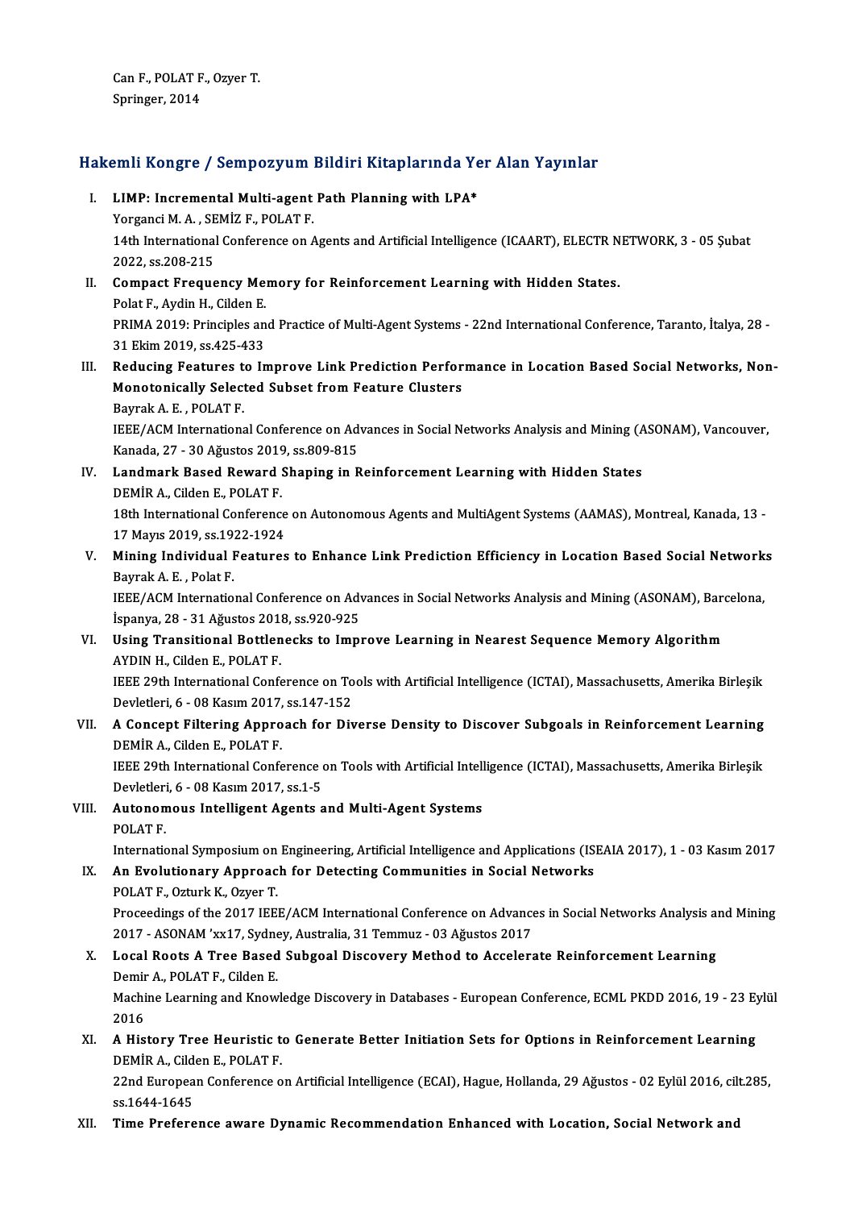Can F., POLAT F., Ozyer T.
Springer, 2014

## Hakemli Kongre / Sempozyum Bildiri Kitaplarında Yer Alan Yayınlar

I. **LIMP: Incremental Multi-agent Path Planning with LPA***
Yorganci M. A. , SEMİZ F., POLAT F.
14th International Conference on Agents and Artificial Intelligence (ICAART), ELECTR NETWORK, 3 - 05 Şubat 2022, ss.208-215

II. **Compact Frequency Memory for Reinforcement Learning with Hidden States.**
Polat F., Aydin H., Cilden E.
PRIMA 2019: Principles and Practice of Multi-Agent Systems - 22nd International Conference, Taranto, İtalya, 28 - 31 Ekim 2019, ss.425-433

III. **Reducing Features to Improve Link Prediction Performance in Location Based Social Networks, Non-Monotonically Selected Subset from Feature Clusters**
Bayrak A. E. , POLAT F.
IEEE/ACM International Conference on Advances in Social Networks Analysis and Mining (ASONAM), Vancouver, Kanada, 27 - 30 Ağustos 2019, ss.809-815

IV. **Landmark Based Reward Shaping in Reinforcement Learning with Hidden States**
DEMİR A., Cilden E., POLAT F.
18th International Conference on Autonomous Agents and MultiAgent Systems (AAMAS), Montreal, Kanada, 13 - 17 Mayıs 2019, ss.1922-1924

V. **Mining Individual Features to Enhance Link Prediction Efficiency in Location Based Social Networks**
Bayrak A. E. , Polat F.
IEEE/ACM International Conference on Advances in Social Networks Analysis and Mining (ASONAM), Barcelona, İspanya, 28 - 31 Ağustos 2018, ss.920-925

VI. **Using Transitional Bottlenecks to Improve Learning in Nearest Sequence Memory Algorithm**
AYDIN H., Cilden E., POLAT F.
IEEE 29th International Conference on Tools with Artificial Intelligence (ICTAI), Massachusetts, Amerika Birleşik Devletleri, 6 - 08 Kasım 2017, ss.147-152

VII. **A Concept Filtering Approach for Diverse Density to Discover Subgoals in Reinforcement Learning**
DEMİR A., Cilden E., POLAT F.
IEEE 29th International Conference on Tools with Artificial Intelligence (ICTAI), Massachusetts, Amerika Birleşik Devletleri, 6 - 08 Kasım 2017, ss.1-5

VIII. **Autonomous Intelligent Agents and Multi-Agent Systems**
POLAT F.
International Symposium on Engineering, Artificial Intelligence and Applications (ISEAIA 2017), 1 - 03 Kasım 2017

IX. **An Evolutionary Approach for Detecting Communities in Social Networks**
POLAT F., Ozturk K., Ozyer T.
Proceedings of the 2017 IEEE/ACM International Conference on Advances in Social Networks Analysis and Mining 2017 - ASONAM 'xx17, Sydney, Australia, 31 Temmuz - 03 Ağustos 2017

X. **Local Roots A Tree Based Subgoal Discovery Method to Accelerate Reinforcement Learning**
Demir A., POLAT F., Cilden E.
Machine Learning and Knowledge Discovery in Databases - European Conference, ECML PKDD 2016, 19 - 23 Eylül 2016

XI. **A History Tree Heuristic to Generate Better Initiation Sets for Options in Reinforcement Learning**
DEMİR A., Cilden E., POLAT F.
22nd European Conference on Artificial Intelligence (ECAI), Hague, Hollanda, 29 Ağustos - 02 Eylül 2016, cilt.285, ss.1644-1645

XII. **Time Preference aware Dynamic Recommendation Enhanced with Location, Social Network and**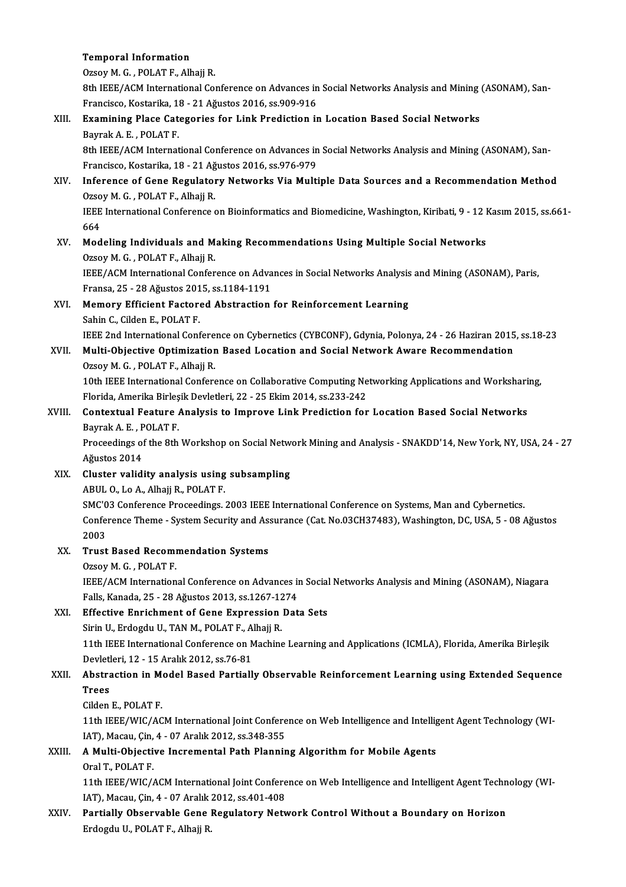**Temporal Information**
Ozsoy M. G. , POLAT F., Alhajj R.
8th IEEE/ACM International Conference on Advances in Social Networks Analysis and Mining (ASONAM), San-Francisco, Kostarika, 18 - 21 Ağustos 2016, ss.909-916

XIII. **Examining Place Categories for Link Prediction in Location Based Social Networks**
Bayrak A. E. , POLAT F.
8th IEEE/ACM International Conference on Advances in Social Networks Analysis and Mining (ASONAM), San-Francisco, Kostarika, 18 - 21 Ağustos 2016, ss.976-979

XIV. **Inference of Gene Regulatory Networks Via Multiple Data Sources and a Recommendation Method**
Ozsoy M. G. , POLAT F., Alhajj R.
IEEE International Conference on Bioinformatics and Biomedicine, Washington, Kiribati, 9 - 12 Kasım 2015, ss.661-664

XV. **Modeling Individuals and Making Recommendations Using Multiple Social Networks**
Ozsoy M. G. , POLAT F., Alhajj R.
IEEE/ACM International Conference on Advances in Social Networks Analysis and Mining (ASONAM), Paris, Fransa, 25 - 28 Ağustos 2015, ss.1184-1191

XVI. **Memory Efficient Factored Abstraction for Reinforcement Learning**
Sahin C., Cilden E., POLAT F.
IEEE 2nd International Conference on Cybernetics (CYBCONF), Gdynia, Polonya, 24 - 26 Haziran 2015, ss.18-23

XVII. **Multi-Objective Optimization Based Location and Social Network Aware Recommendation**
Ozsoy M. G. , POLAT F., Alhajj R.
10th IEEE International Conference on Collaborative Computing Networking Applications and Worksharing, Florida, Amerika Birleşik Devletleri, 22 - 25 Ekim 2014, ss.233-242

XVIII. **Contextual Feature Analysis to Improve Link Prediction for Location Based Social Networks**
Bayrak A. E. , POLAT F.
Proceedings of the 8th Workshop on Social Network Mining and Analysis - SNAKDD'14, New York, NY, USA, 24 - 27 Ağustos 2014

XIX. **Cluster validity analysis using subsampling**
ABUL O., Lo A., Alhajj R., POLAT F.
SMC'03 Conference Proceedings. 2003 IEEE International Conference on Systems, Man and Cybernetics. Conference Theme - System Security and Assurance (Cat. No.03CH37483), Washington, DC, USA, 5 - 08 Ağustos 2003

XX. **Trust Based Recommendation Systems**
Ozsoy M. G. , POLAT F.
IEEE/ACM International Conference on Advances in Social Networks Analysis and Mining (ASONAM), Niagara Falls, Kanada, 25 - 28 Ağustos 2013, ss.1267-1274

XXI. **Effective Enrichment of Gene Expression Data Sets**
Sirin U., Erdogdu U., TAN M., POLAT F., Alhajj R.
11th IEEE International Conference on Machine Learning and Applications (ICMLA), Florida, Amerika Birleşik Devletleri, 12 - 15 Aralık 2012, ss.76-81

XXII. **Abstraction in Model Based Partially Observable Reinforcement Learning using Extended Sequence Trees**
Cilden E., POLAT F.
11th IEEE/WIC/ACM International Joint Conference on Web Intelligence and Intelligent Agent Technology (WI-IAT), Macau, Çin, 4 - 07 Aralık 2012, ss.348-355

XXIII. **A Multi-Objective Incremental Path Planning Algorithm for Mobile Agents**
Oral T., POLAT F.
11th IEEE/WIC/ACM International Joint Conference on Web Intelligence and Intelligent Agent Technology (WI-IAT), Macau, Çin, 4 - 07 Aralık 2012, ss.401-408

XXIV. **Partially Observable Gene Regulatory Network Control Without a Boundary on Horizon**
Erdogdu U., POLAT F., Alhajj R.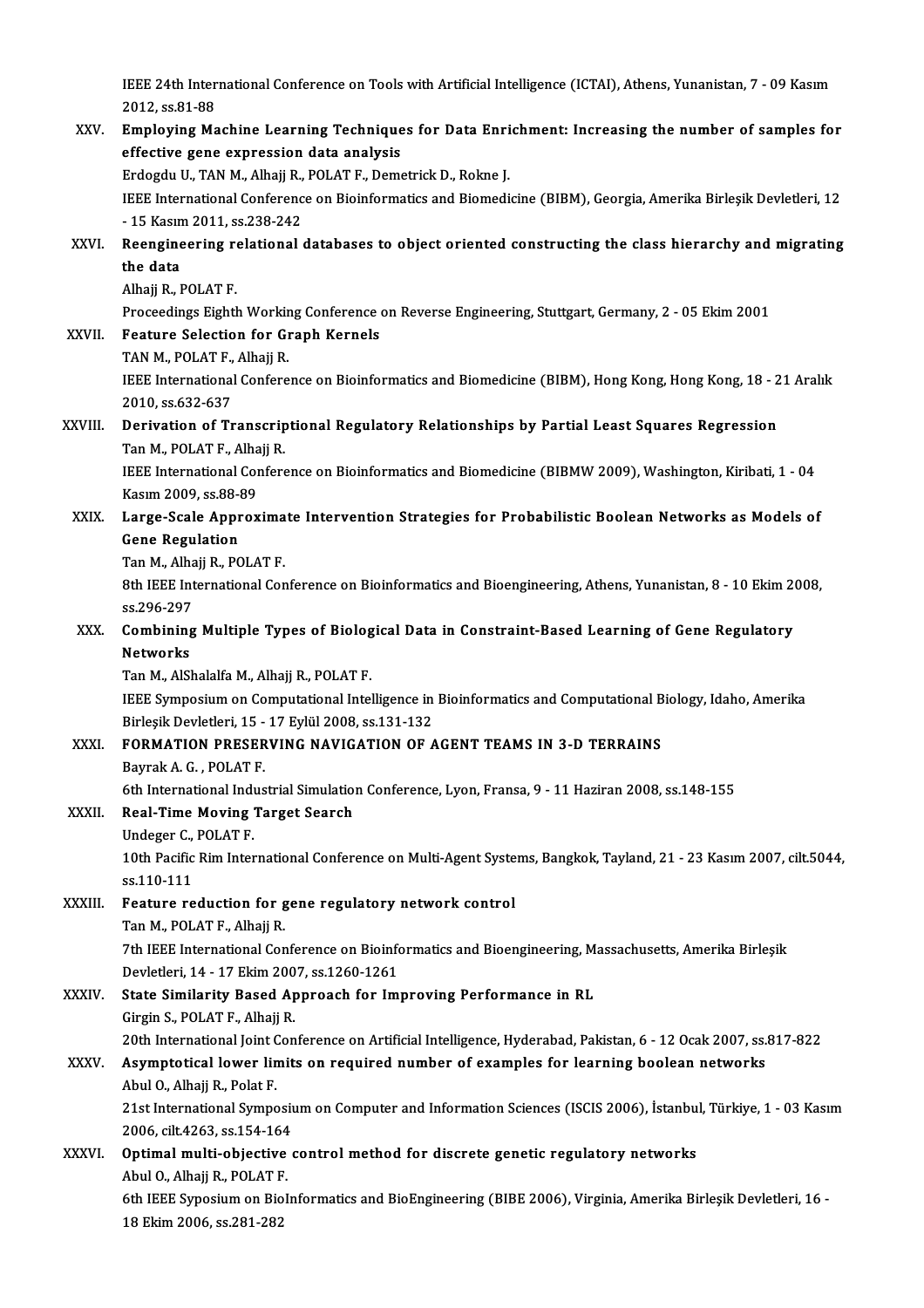IEEE 24th International Conference on Tools with Artificial Intelligence (ICTAI), Athens, Yunanistan, 7 - 09 Kasım 2012, ss.81-88

XXV. **Employing Machine Learning Techniques for Data Enrichment: Increasing the number of samples for effective gene expression data analysis**
Erdogdu U., TAN M., Alhajj R., POLAT F., Demetrick D., Rokne J.
IEEE International Conference on Bioinformatics and Biomedicine (BIBM), Georgia, Amerika Birleşik Devletleri, 12 - 15 Kasım 2011, ss.238-242

XXVI. **Reengineering relational databases to object oriented constructing the class hierarchy and migrating the data**
Alhajj R., POLAT F.
Proceedings Eighth Working Conference on Reverse Engineering, Stuttgart, Germany, 2 - 05 Ekim 2001

XXVII. **Feature Selection for Graph Kernels**
TAN M., POLAT F., Alhajj R.
IEEE International Conference on Bioinformatics and Biomedicine (BIBM), Hong Kong, Hong Kong, 18 - 21 Aralık 2010, ss.632-637

XXVIII. **Derivation of Transcriptional Regulatory Relationships by Partial Least Squares Regression**
Tan M., POLAT F., Alhajj R.
IEEE International Conference on Bioinformatics and Biomedicine (BIBMW 2009), Washington, Kiribati, 1 - 04 Kasım 2009, ss.88-89

XXIX. **Large-Scale Approximate Intervention Strategies for Probabilistic Boolean Networks as Models of Gene Regulation**
Tan M., Alhajj R., POLAT F.
8th IEEE International Conference on Bioinformatics and Bioengineering, Athens, Yunanistan, 8 - 10 Ekim 2008, ss.296-297

XXX. **Combining Multiple Types of Biological Data in Constraint-Based Learning of Gene Regulatory Networks**
Tan M., AlShalalfa M., Alhajj R., POLAT F.
IEEE Symposium on Computational Intelligence in Bioinformatics and Computational Biology, Idaho, Amerika Birleşik Devletleri, 15 - 17 Eylül 2008, ss.131-132

XXXI. **FORMATION PRESERVING NAVIGATION OF AGENT TEAMS IN 3-D TERRAINS**
Bayrak A. G. , POLAT F.
6th International Industrial Simulation Conference, Lyon, Fransa, 9 - 11 Haziran 2008, ss.148-155

XXXII. **Real-Time Moving Target Search**
Undeger C., POLAT F.
10th Pacific Rim International Conference on Multi-Agent Systems, Bangkok, Tayland, 21 - 23 Kasım 2007, cilt.5044, ss.110-111

XXXIII. **Feature reduction for gene regulatory network control**
Tan M., POLAT F., Alhajj R.
7th IEEE International Conference on Bioinformatics and Bioengineering, Massachusetts, Amerika Birleşik Devletleri, 14 - 17 Ekim 2007, ss.1260-1261

XXXIV. **State Similarity Based Approach for Improving Performance in RL**
Girgin S., POLAT F., Alhajj R.
20th International Joint Conference on Artificial Intelligence, Hyderabad, Pakistan, 6 - 12 Ocak 2007, ss.817-822

XXXV. **Asymptotical lower limits on required number of examples for learning boolean networks**
Abul O., Alhajj R., Polat F.
21st International Symposium on Computer and Information Sciences (ISCIS 2006), İstanbul, Türkiye, 1 - 03 Kasım 2006, cilt.4263, ss.154-164

XXXVI. **Optimal multi-objective control method for discrete genetic regulatory networks**
Abul O., Alhajj R., POLAT F.
6th IEEE Syposium on BioInformatics and BioEngineering (BIBE 2006), Virginia, Amerika Birleşik Devletleri, 16 - 18 Ekim 2006, ss.281-282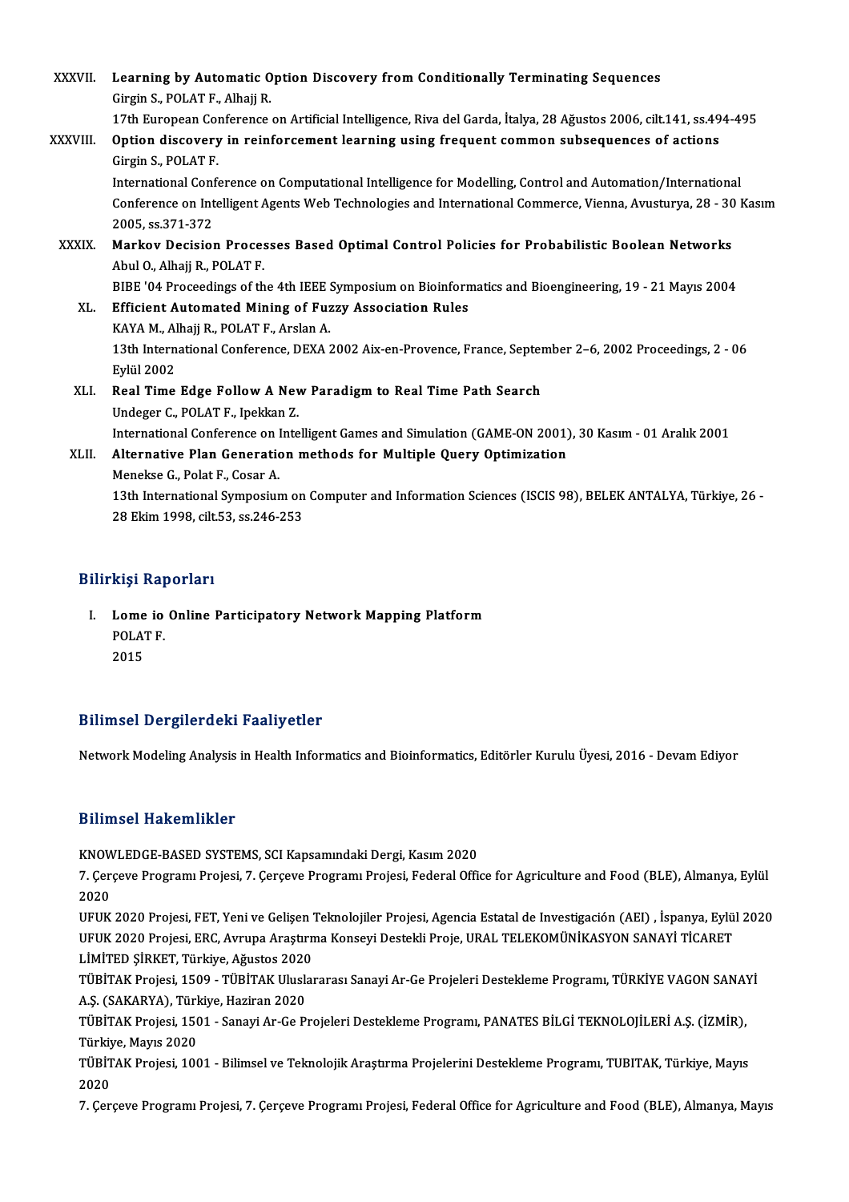XXXVII. **Learning by Automatic Option Discovery from Conditionally Terminating Sequences**
Girgin S., POLAT F., Alhajj R.
17th European Conference on Artificial Intelligence, Riva del Garda, İtalya, 28 Ağustos 2006, cilt.141, ss.494-495

XXXVIII. **Option discovery in reinforcement learning using frequent common subsequences of actions**
Girgin S., POLAT F.
International Conference on Computational Intelligence for Modelling, Control and Automation/International Conference on Intelligent Agents Web Technologies and International Commerce, Vienna, Avusturya, 28 - 30 Kasım 2005, ss.371-372

XXXIX. **Markov Decision Processes Based Optimal Control Policies for Probabilistic Boolean Networks**
Abul O., Alhajj R., POLAT F.
BIBE '04 Proceedings of the 4th IEEE Symposium on Bioinformatics and Bioengineering, 19 - 21 Mayıs 2004

XL. **Efficient Automated Mining of Fuzzy Association Rules**
KAYA M., Alhajj R., POLAT F., Arslan A.
13th International Conference, DEXA 2002 Aix-en-Provence, France, September 2–6, 2002 Proceedings, 2 - 06 Eylül 2002

XLI. **Real Time Edge Follow A New Paradigm to Real Time Path Search**
Undeger C., POLAT F., Ipekkan Z.
International Conference on Intelligent Games and Simulation (GAME-ON 2001), 30 Kasım - 01 Aralık 2001

XLII. **Alternative Plan Generation methods for Multiple Query Optimization**
Menekse G., Polat F., Cosar A.
13th International Symposium on Computer and Information Sciences (ISCIS 98), BELEK ANTALYA, Türkiye, 26 - 28 Ekim 1998, cilt.53, ss.246-253

## Bilirkişi Raporları

I. **Lome io Online Participatory Network Mapping Platform**
POLAT F.
2015

## Bilimsel Dergilerdeki Faaliyetler

Network Modeling Analysis in Health Informatics and Bioinformatics, Editörler Kurulu Üyesi, 2016 - Devam Ediyor

## Bilimsel Hakemlikler

KNOWLEDGE-BASED SYSTEMS, SCI Kapsamındaki Dergi, Kasım 2020

7. Çerçeve Programı Projesi, 7. Çerçeve Programı Projesi, Federal Office for Agriculture and Food (BLE), Almanya, Eylül 2020

UFUK 2020 Projesi, FET, Yeni ve Gelişen Teknolojiler Projesi, Agencia Estatal de Investigación (AEI) , İspanya, Eylül 2020

UFUK 2020 Projesi, ERC, Avrupa Araştırma Konseyi Destekli Proje, URAL TELEKOMÜNİKASYON SANAYİ TİCARET LİMİTED ŞİRKET, Türkiye, Ağustos 2020

TÜBİTAK Projesi, 1509 - TÜBİTAK Uluslararası Sanayi Ar-Ge Projeleri Destekleme Programı, TÜRKİYE VAGON SANAYİ A.Ş. (SAKARYA), Türkiye, Haziran 2020

TÜBİTAK Projesi, 1501 - Sanayi Ar-Ge Projeleri Destekleme Programı, PANATES BİLGİ TEKNOLOJİLERİ A.Ş. (İZMİR), Türkiye, Mayıs 2020

TÜBİTAK Projesi, 1001 - Bilimsel ve Teknolojik Araştırma Projelerini Destekleme Programı, TUBITAK, Türkiye, Mayıs 2020

7. Çerçeve Programı Projesi, 7. Çerçeve Programı Projesi, Federal Office for Agriculture and Food (BLE), Almanya, Mayıs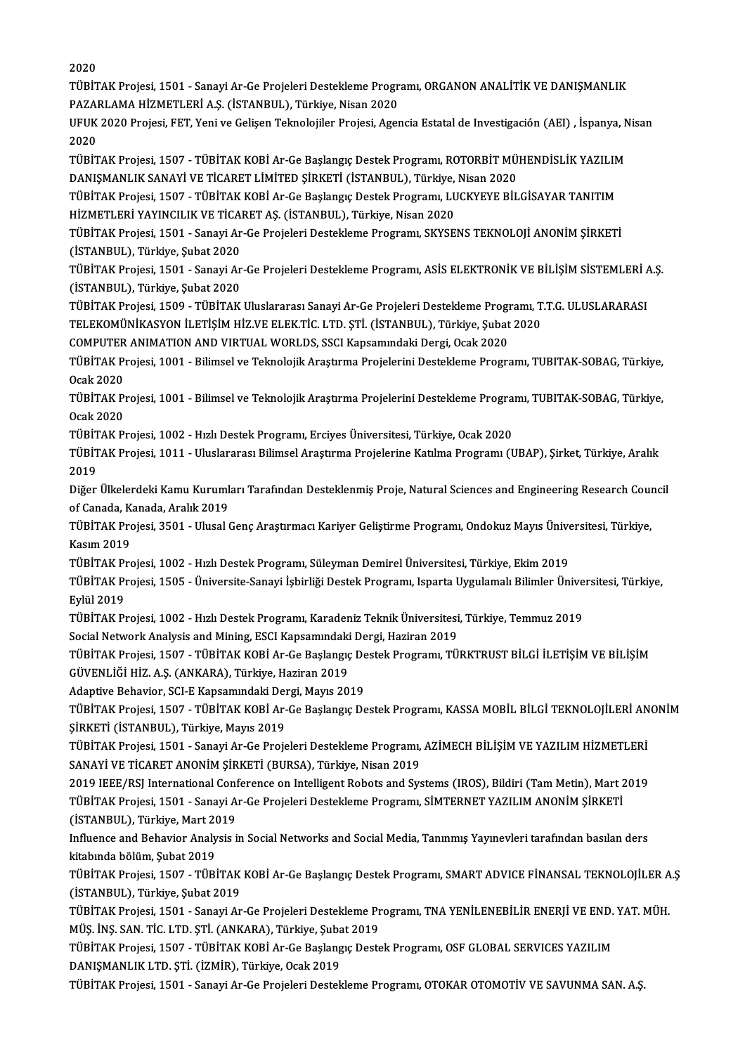2020

TÜBİTAK Projesi, 1501 - Sanayi Ar-Ge Projeleri Destekleme Programı, ORGANON ANALİTİK VE DANIŞMANLIK PAZARLAMA HİZMETLERİ A.Ş. (İSTANBUL), Türkiye, Nisan 2020

UFUK 2020 Projesi, FET, Yeni ve Gelişen Teknolojiler Projesi, Agencia Estatal de Investigación (AEI) , İspanya, Nisan 2020

TÜBİTAK Projesi, 1507 - TÜBİTAK KOBİ Ar-Ge Başlangıç Destek Programı, ROTORBİT MÜHENDİSLİK YAZILIM DANIŞMANLIK SANAYİ VE TİCARET LİMİTED ŞİRKETİ (İSTANBUL), Türkiye, Nisan 2020

TÜBİTAK Projesi, 1507 - TÜBİTAK KOBİ Ar-Ge Başlangıç Destek Programı, LUCKYEYE BİLGİSAYAR TANITIM HİZMETLERİ YAYINCILIK VE TİCARET AŞ. (İSTANBUL), Türkiye, Nisan 2020

TÜBİTAK Projesi, 1501 - Sanayi Ar-Ge Projeleri Destekleme Programı, SKYSENS TEKNOLOJİ ANONİM ŞİRKETİ (İSTANBUL), Türkiye, Şubat 2020

TÜBİTAK Projesi, 1501 - Sanayi Ar-Ge Projeleri Destekleme Programı, ASİS ELEKTRONİK VE BİLİŞİM SİSTEMLERİ A.Ş. (İSTANBUL), Türkiye, Şubat 2020

TÜBİTAK Projesi, 1509 - TÜBİTAK Uluslararası Sanayi Ar-Ge Projeleri Destekleme Programı, T.T.G. ULUSLARARASI TELEKOMÜNİKASYON İLETİŞİM HİZ.VE ELEK.TİC. LTD. ŞTİ. (İSTANBUL), Türkiye, Şubat 2020

COMPUTER ANIMATION AND VIRTUAL WORLDS, SSCI Kapsamındaki Dergi, Ocak 2020

TÜBİTAK Projesi, 1001 - Bilimsel ve Teknolojik Araştırma Projelerini Destekleme Programı, TUBITAK-SOBAG, Türkiye, Ocak 2020

TÜBİTAK Projesi, 1001 - Bilimsel ve Teknolojik Araştırma Projelerini Destekleme Programı, TUBITAK-SOBAG, Türkiye, Ocak 2020

TÜBİTAK Projesi, 1002 - Hızlı Destek Programı, Erciyes Üniversitesi, Türkiye, Ocak 2020

TÜBİTAK Projesi, 1011 - Uluslararası Bilimsel Araştırma Projelerine Katılma Programı (UBAP), Şirket, Türkiye, Aralık 2019

Diğer Ülkelerdeki Kamu Kurumları Tarafından Desteklenmiş Proje, Natural Sciences and Engineering Research Council of Canada, Kanada, Aralık 2019

TÜBİTAK Projesi, 3501 - Ulusal Genç Araştırmacı Kariyer Geliştirme Programı, Ondokuz Mayıs Üniversitesi, Türkiye, Kasım 2019

TÜBİTAK Projesi, 1002 - Hızlı Destek Programı, Süleyman Demirel Üniversitesi, Türkiye, Ekim 2019

TÜBİTAK Projesi, 1505 - Üniversite-Sanayi İşbirliği Destek Programı, Isparta Uygulamalı Bilimler Üniversitesi, Türkiye, Eylül 2019

TÜBİTAK Projesi, 1002 - Hızlı Destek Programı, Karadeniz Teknik Üniversitesi, Türkiye, Temmuz 2019

Social Network Analysis and Mining, ESCI Kapsamındaki Dergi, Haziran 2019

TÜBİTAK Projesi, 1507 - TÜBİTAK KOBİ Ar-Ge Başlangıç Destek Programı, TÜRKTRUST BİLGİ İLETİŞİM VE BİLİŞİM GÜVENLİĞİ HİZ. A.Ş. (ANKARA), Türkiye, Haziran 2019

Adaptive Behavior, SCI-E Kapsamındaki Dergi, Mayıs 2019

TÜBİTAK Projesi, 1507 - TÜBİTAK KOBİ Ar-Ge Başlangıç Destek Programı, KASSA MOBİL BİLGİ TEKNOLOJİLERİ ANONİM ŞİRKETİ (İSTANBUL), Türkiye, Mayıs 2019

TÜBİTAK Projesi, 1501 - Sanayi Ar-Ge Projeleri Destekleme Programı, AZİMECH BİLİŞİM VE YAZILIM HİZMETLERİ SANAYİ VE TİCARET ANONİM ŞİRKETİ (BURSA), Türkiye, Nisan 2019

2019 IEEE/RSJ International Conference on Intelligent Robots and Systems (IROS), Bildiri (Tam Metin), Mart 2019

TÜBİTAK Projesi, 1501 - Sanayi Ar-Ge Projeleri Destekleme Programı, SİMTERNET YAZILIM ANONİM ŞİRKETİ (İSTANBUL), Türkiye, Mart 2019

Influence and Behavior Analysis in Social Networks and Social Media, Tanınmış Yayınevleri tarafından basılan ders kitabında bölüm, Şubat 2019

TÜBİTAK Projesi, 1507 - TÜBİTAK KOBİ Ar-Ge Başlangıç Destek Programı, SMART ADVICE FİNANSAL TEKNOLOJİLER A.Ş (İSTANBUL), Türkiye, Şubat 2019

TÜBİTAK Projesi, 1501 - Sanayi Ar-Ge Projeleri Destekleme Programı, TNA YENİLENEBİLİR ENERJİ VE END. YAT. MÜH. MÜŞ. İNŞ. SAN. TİC. LTD. ŞTİ. (ANKARA), Türkiye, Şubat 2019

TÜBİTAK Projesi, 1507 - TÜBİTAK KOBİ Ar-Ge Başlangıç Destek Programı, OSF GLOBAL SERVICES YAZILIM DANIŞMANLIK LTD. ŞTİ. (İZMİR), Türkiye, Ocak 2019

TÜBİTAK Projesi, 1501 - Sanayi Ar-Ge Projeleri Destekleme Programı, OTOKAR OTOMOTİV VE SAVUNMA SAN. A.Ş.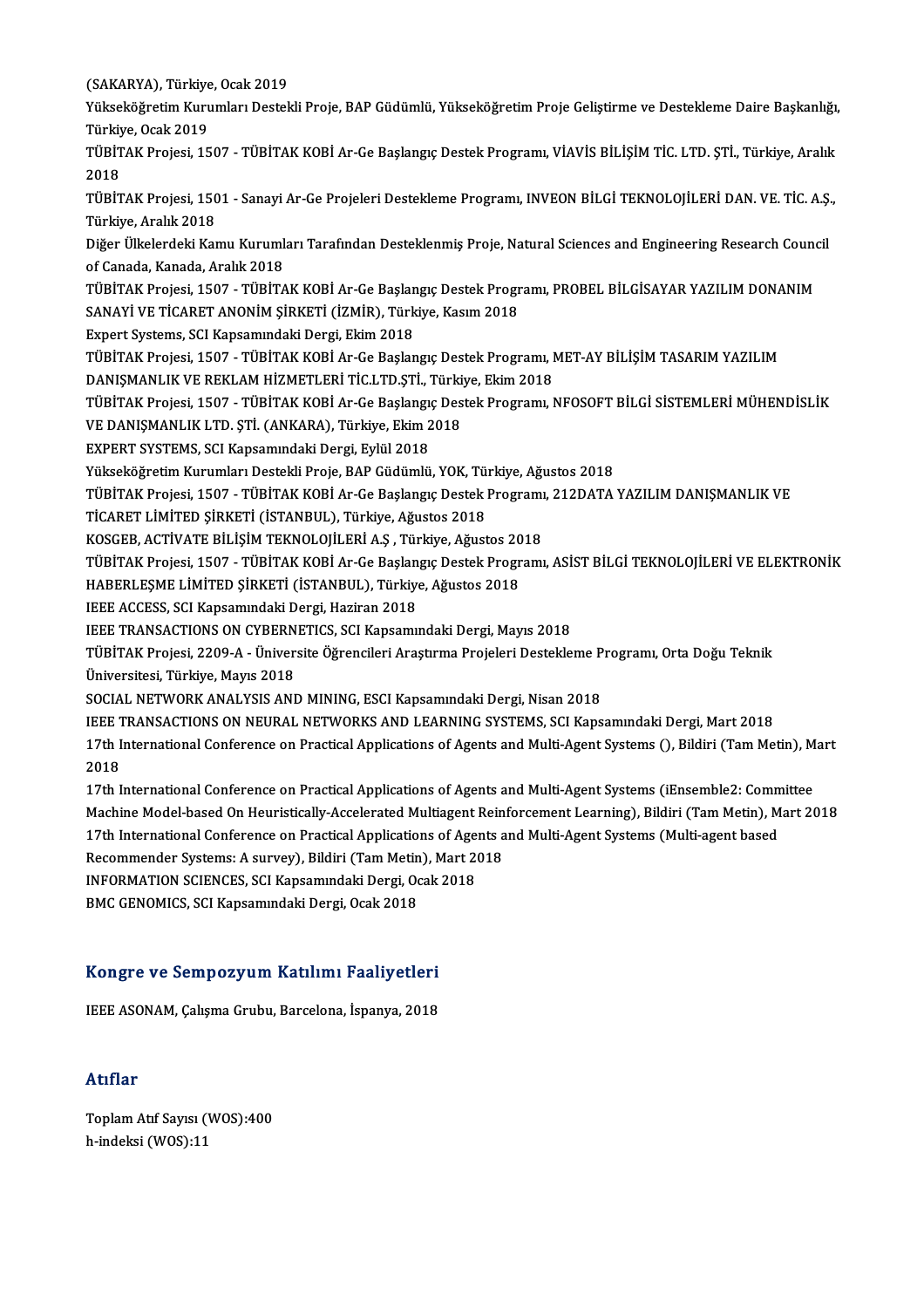(SAKARYA), Türkiye, Ocak 2019
Yükseköğretim Kurumları Destekli Proje, BAP Güdümlü, Yükseköğretim Proje Geliştirme ve Destekleme Daire Başkanlığı, Türkiye, Ocak 2019
TÜBİTAK Projesi, 1507 - TÜBİTAK KOBİ Ar-Ge Başlangıç Destek Programı, VİAVİS BİLİŞİM TİC. LTD. ŞTİ., Türkiye, Aralık 2018
TÜBİTAK Projesi, 1501 - Sanayi Ar-Ge Projeleri Destekleme Programı, INVEON BİLGİ TEKNOLOJİLERİ DAN. VE. TİC. A.Ş., Türkiye, Aralık 2018
Diğer Ülkelerdeki Kamu Kurumları Tarafından Desteklenmiş Proje, Natural Sciences and Engineering Research Council of Canada, Kanada, Aralık 2018
TÜBİTAK Projesi, 1507 - TÜBİTAK KOBİ Ar-Ge Başlangıç Destek Programı, PROBEL BİLGİSAYAR YAZILIM DONANIM SANAYİ VE TİCARET ANONİM ŞİRKETİ (İZMİR), Türkiye, Kasım 2018
Expert Systems, SCI Kapsamındaki Dergi, Ekim 2018
TÜBİTAK Projesi, 1507 - TÜBİTAK KOBİ Ar-Ge Başlangıç Destek Programı, MET-AY BİLİŞİM TASARIM YAZILIM DANIŞMANLIK VE REKLAM HİZMETLERİ TİC.LTD.ŞTİ., Türkiye, Ekim 2018
TÜBİTAK Projesi, 1507 - TÜBİTAK KOBİ Ar-Ge Başlangıç Destek Programı, NFOSOFT BİLGİ SİSTEMLERİ MÜHENDİSLİK VE DANIŞMANLIK LTD. ŞTİ. (ANKARA), Türkiye, Ekim 2018
EXPERT SYSTEMS, SCI Kapsamındaki Dergi, Eylül 2018
Yükseköğretim Kurumları Destekli Proje, BAP Güdümlü, YOK, Türkiye, Ağustos 2018
TÜBİTAK Projesi, 1507 - TÜBİTAK KOBİ Ar-Ge Başlangıç Destek Programı, 212DATA YAZILIM DANIŞMANLIK VE TİCARET LİMİTED ŞİRKETİ (İSTANBUL), Türkiye, Ağustos 2018
KOSGEB, ACTİVATE BİLİŞİM TEKNOLOJİLERİ A.Ş , Türkiye, Ağustos 2018
TÜBİTAK Projesi, 1507 - TÜBİTAK KOBİ Ar-Ge Başlangıç Destek Programı, ASİST BİLGİ TEKNOLOJİLERİ VE ELEKTRONİK HABERLEŞME LİMİTED ŞİRKETİ (İSTANBUL), Türkiye, Ağustos 2018
IEEE ACCESS, SCI Kapsamındaki Dergi, Haziran 2018
IEEE TRANSACTIONS ON CYBERNETICS, SCI Kapsamındaki Dergi, Mayıs 2018
TÜBİTAK Projesi, 2209-A - Üniversite Öğrencileri Araştırma Projeleri Destekleme Programı, Orta Doğu Teknik Üniversitesi, Türkiye, Mayıs 2018
SOCIAL NETWORK ANALYSIS AND MINING, ESCI Kapsamındaki Dergi, Nisan 2018
IEEE TRANSACTIONS ON NEURAL NETWORKS AND LEARNING SYSTEMS, SCI Kapsamındaki Dergi, Mart 2018
17th International Conference on Practical Applications of Agents and Multi-Agent Systems (), Bildiri (Tam Metin), Mart 2018
17th International Conference on Practical Applications of Agents and Multi-Agent Systems (iEnsemble2: Committee Machine Model-based On Heuristically-Accelerated Multiagent Reinforcement Learning), Bildiri (Tam Metin), Mart 2018
17th International Conference on Practical Applications of Agents and Multi-Agent Systems (Multi-agent based Recommender Systems: A survey), Bildiri (Tam Metin), Mart 2018
INFORMATION SCIENCES, SCI Kapsamındaki Dergi, Ocak 2018
BMC GENOMICS, SCI Kapsamındaki Dergi, Ocak 2018

## Kongre ve Sempozyum Katılımı Faaliyetleri

IEEE ASONAM, Çalışma Grubu, Barcelona, İspanya, 2018

## Atıflar

Toplam Atıf Sayısı (WOS):400
h-indeksi (WOS):11